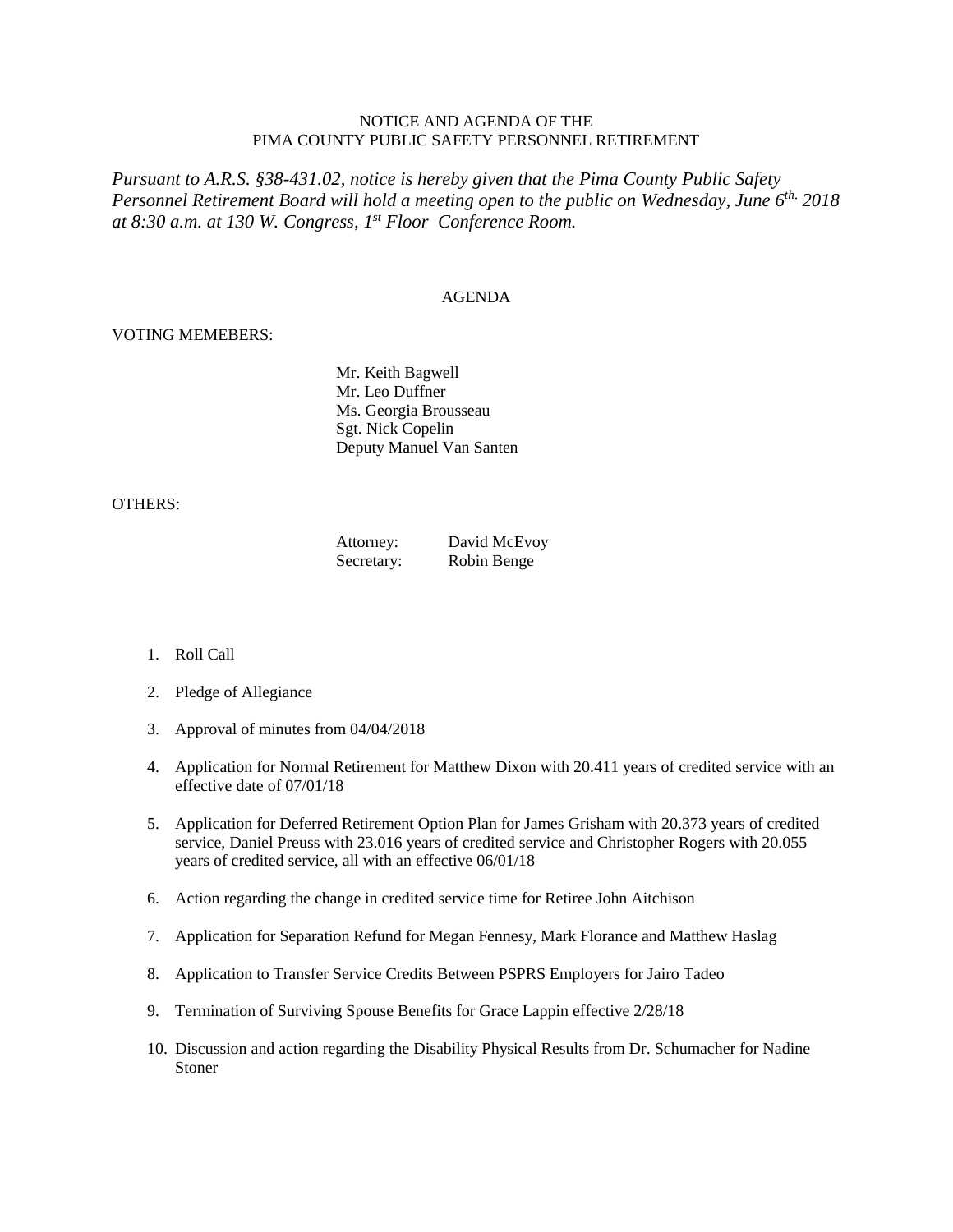NOTICE AND AGENDA OF THE
PIMA COUNTY PUBLIC SAFETY PERSONNEL RETIREMENT

*Pursuant to A.R.S. §38-431.02, notice is hereby given that the Pima County Public Safety Personnel Retirement Board will hold a meeting open to the public on Wednesday, June 6th, 2018 at 8:30 a.m. at 130 W. Congress, 1st Floor Conference Room.*

AGENDA

VOTING MEMEBERS:

Mr. Keith Bagwell
Mr. Leo Duffner
Ms. Georgia Brousseau
Sgt. Nick Copelin
Deputy Manuel Van Santen

OTHERS:

Attorney: David McEvoy
Secretary: Robin Benge

1. Roll Call
2. Pledge of Allegiance
3. Approval of minutes from 04/04/2018
4. Application for Normal Retirement for Matthew Dixon with 20.411 years of credited service with an effective date of 07/01/18
5. Application for Deferred Retirement Option Plan for James Grisham with 20.373 years of credited service, Daniel Preuss with 23.016 years of credited service and Christopher Rogers with 20.055 years of credited service, all with an effective 06/01/18
6. Action regarding the change in credited service time for Retiree John Aitchison
7. Application for Separation Refund for Megan Fennesy, Mark Florance and Matthew Haslag
8. Application to Transfer Service Credits Between PSPRS Employers for Jairo Tadeo
9. Termination of Surviving Spouse Benefits for Grace Lappin effective 2/28/18
10. Discussion and action regarding the Disability Physical Results from Dr. Schumacher for Nadine Stoner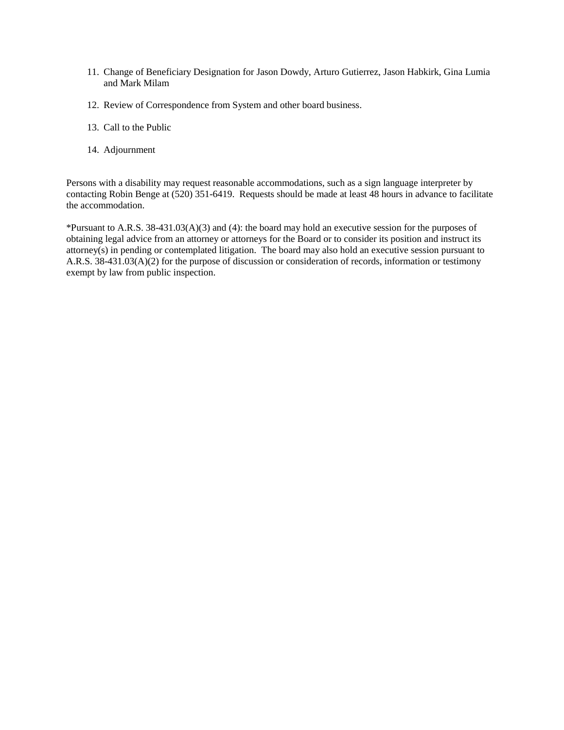11. Change of Beneficiary Designation for Jason Dowdy, Arturo Gutierrez, Jason Habkirk, Gina Lumia and Mark Milam

12. Review of Correspondence from System and other board business.

13. Call to the Public

14. Adjournment

Persons with a disability may request reasonable accommodations, such as a sign language interpreter by contacting Robin Benge at (520) 351-6419. Requests should be made at least 48 hours in advance to facilitate the accommodation.

*Pursuant to A.R.S. 38-431.03(A)(3) and (4): the board may hold an executive session for the purposes of obtaining legal advice from an attorney or attorneys for the Board or to consider its position and instruct its attorney(s) in pending or contemplated litigation. The board may also hold an executive session pursuant to A.R.S. 38-431.03(A)(2) for the purpose of discussion or consideration of records, information or testimony exempt by law from public inspection.